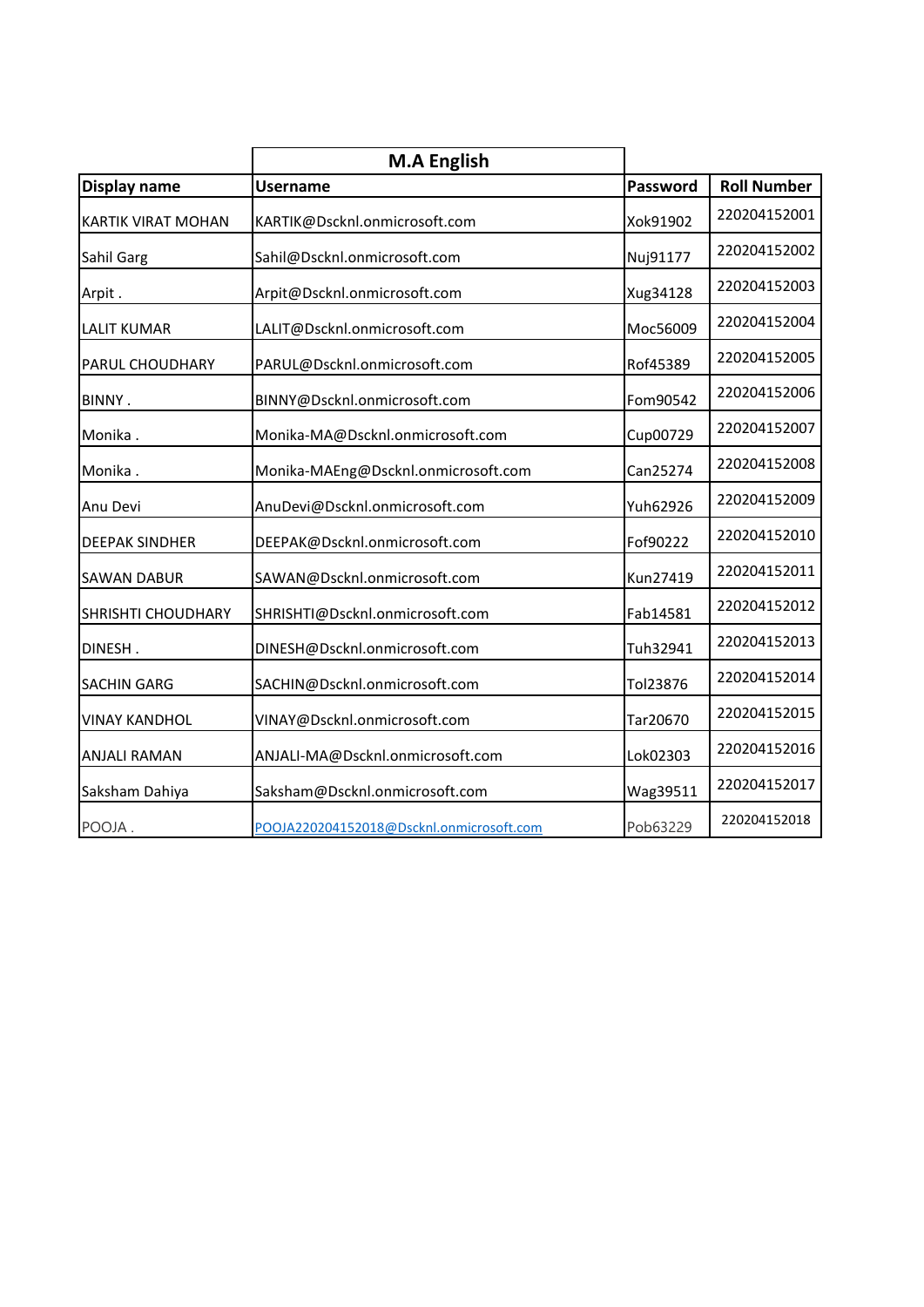| | M.A English | | |
|---|---|---|---|
| **Display name** | **Username** | **Password** | **Roll Number** |
| KARTIK VIRAT MOHAN | KARTIK@Dscknl.onmicrosoft.com | Xok91902 | 220204152001 |
| Sahil Garg | Sahil@Dscknl.onmicrosoft.com | Nuj91177 | 220204152002 |
| Arpit . | Arpit@Dscknl.onmicrosoft.com | Xug34128 | 220204152003 |
| LALIT KUMAR | LALIT@Dscknl.onmicrosoft.com | Moc56009 | 220204152004 |
| PARUL CHOUDHARY | PARUL@Dscknl.onmicrosoft.com | Rof45389 | 220204152005 |
| BINNY . | BINNY@Dscknl.onmicrosoft.com | Fom90542 | 220204152006 |
| Monika . | Monika-MA@Dscknl.onmicrosoft.com | Cup00729 | 220204152007 |
| Monika . | Monika-MAEng@Dscknl.onmicrosoft.com | Can25274 | 220204152008 |
| Anu Devi | AnuDevi@Dscknl.onmicrosoft.com | Yuh62926 | 220204152009 |
| DEEPAK SINDHER | DEEPAK@Dscknl.onmicrosoft.com | Fof90222 | 220204152010 |
| SAWAN DABUR | SAWAN@Dscknl.onmicrosoft.com | Kun27419 | 220204152011 |
| SHRISHTI CHOUDHARY | SHRISHTI@Dscknl.onmicrosoft.com | Fab14581 | 220204152012 |
| DINESH . | DINESH@Dscknl.onmicrosoft.com | Tuh32941 | 220204152013 |
| SACHIN GARG | SACHIN@Dscknl.onmicrosoft.com | Tol23876 | 220204152014 |
| VINAY KANDHOL | VINAY@Dscknl.onmicrosoft.com | Tar20670 | 220204152015 |
| ANJALI RAMAN | ANJALI-MA@Dscknl.onmicrosoft.com | Lok02303 | 220204152016 |
| Saksham Dahiya | Saksham@Dscknl.onmicrosoft.com | Wag39511 | 220204152017 |
| POOJA . | POOJA220204152018@Dscknl.onmicrosoft.com | Pob63229 | 220204152018 |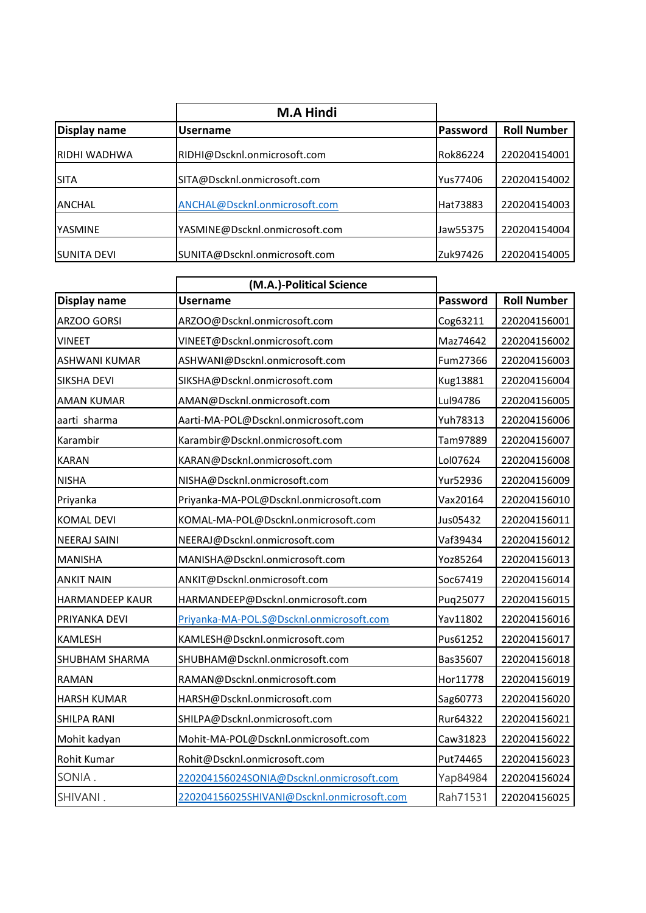| | M.A Hindi | | |
|---|---|---|---|
| **Display name** | **Username** | **Password** | **Roll Number** |
| RIDHI WADHWA | RIDHI@Dscknl.onmicrosoft.com | Rok86224 | 220204154001 |
| SITA | SITA@Dscknl.onmicrosoft.com | Yus77406 | 220204154002 |
| ANCHAL | ANCHAL@Dscknl.onmicrosoft.com | Hat73883 | 220204154003 |
| YASMINE | YASMINE@Dscknl.onmicrosoft.com | Jaw55375 | 220204154004 |
| SUNITA DEVI | SUNITA@Dscknl.onmicrosoft.com | Zuk97426 | 220204154005 |

| | (M.A.)-Political Science | | |
|---|---|---|---|
| **Display name** | **Username** | **Password** | **Roll Number** |
| ARZOO GORSI | ARZOO@Dscknl.onmicrosoft.com | Cog63211 | 220204156001 |
| VINEET | VINEET@Dscknl.onmicrosoft.com | Maz74642 | 220204156002 |
| ASHWANI KUMAR | ASHWANI@Dscknl.onmicrosoft.com | Fum27366 | 220204156003 |
| SIKSHA DEVI | SIKSHA@Dscknl.onmicrosoft.com | Kug13881 | 220204156004 |
| AMAN KUMAR | AMAN@Dscknl.onmicrosoft.com | Lul94786 | 220204156005 |
| aarti sharma | Aarti-MA-POL@Dscknl.onmicrosoft.com | Yuh78313 | 220204156006 |
| Karambir | Karambir@Dscknl.onmicrosoft.com | Tam97889 | 220204156007 |
| KARAN | KARAN@Dscknl.onmicrosoft.com | Lol07624 | 220204156008 |
| NISHA | NISHA@Dscknl.onmicrosoft.com | Yur52936 | 220204156009 |
| Priyanka | Priyanka-MA-POL@Dscknl.onmicrosoft.com | Vax20164 | 220204156010 |
| KOMAL DEVI | KOMAL-MA-POL@Dscknl.onmicrosoft.com | Jus05432 | 220204156011 |
| NEERAJ SAINI | NEERAJ@Dscknl.onmicrosoft.com | Vaf39434 | 220204156012 |
| MANISHA | MANISHA@Dscknl.onmicrosoft.com | Yoz85264 | 220204156013 |
| ANKIT NAIN | ANKIT@Dscknl.onmicrosoft.com | Soc67419 | 220204156014 |
| HARMANDEEP KAUR | HARMANDEEP@Dscknl.onmicrosoft.com | Puq25077 | 220204156015 |
| PRIYANKA DEVI | Priyanka-MA-POL.S@Dscknl.onmicrosoft.com | Yav11802 | 220204156016 |
| KAMLESH | KAMLESH@Dscknl.onmicrosoft.com | Pus61252 | 220204156017 |
| SHUBHAM SHARMA | SHUBHAM@Dscknl.onmicrosoft.com | Bas35607 | 220204156018 |
| RAMAN | RAMAN@Dscknl.onmicrosoft.com | Hor11778 | 220204156019 |
| HARSH KUMAR | HARSH@Dscknl.onmicrosoft.com | Sag60773 | 220204156020 |
| SHILPA RANI | SHILPA@Dscknl.onmicrosoft.com | Rur64322 | 220204156021 |
| Mohit kadyan | Mohit-MA-POL@Dscknl.onmicrosoft.com | Caw31823 | 220204156022 |
| Rohit Kumar | Rohit@Dscknl.onmicrosoft.com | Put74465 | 220204156023 |
| SONIA . | 220204156024SONIA@Dscknl.onmicrosoft.com | Yap84984 | 220204156024 |
| SHIVANI . | 220204156025SHIVANI@Dscknl.onmicrosoft.com | Rah71531 | 220204156025 |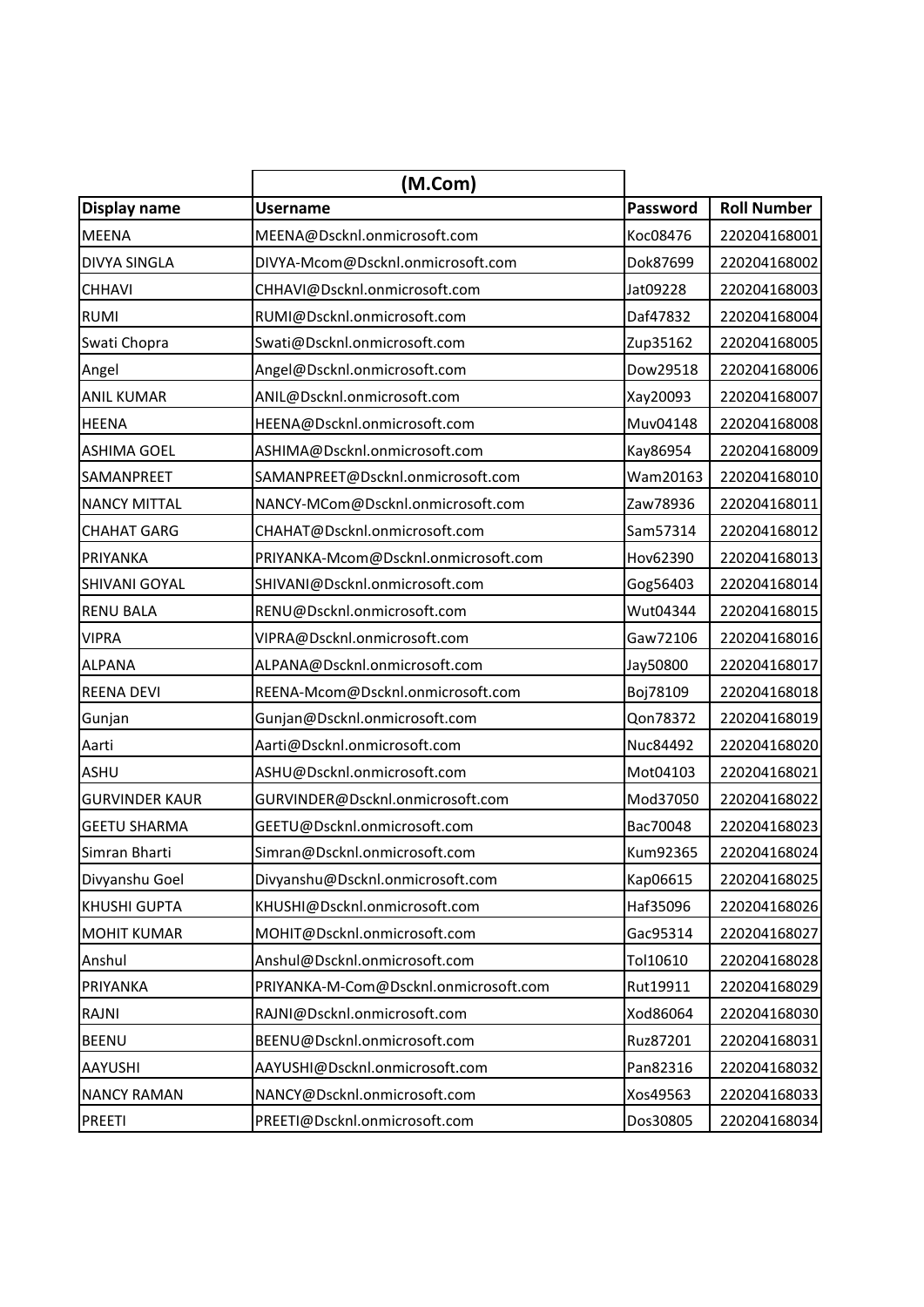| Display name | (M.Com) Username | Password | Roll Number |
|---|---|---|---|
| MEENA | MEENA@Dscknl.onmicrosoft.com | Koc08476 | 220204168001 |
| DIVYA SINGLA | DIVYA-Mcom@Dscknl.onmicrosoft.com | Dok87699 | 220204168002 |
| CHHAVI | CHHAVI@Dscknl.onmicrosoft.com | Jat09228 | 220204168003 |
| RUMI | RUMI@Dscknl.onmicrosoft.com | Daf47832 | 220204168004 |
| Swati Chopra | Swati@Dscknl.onmicrosoft.com | Zup35162 | 220204168005 |
| Angel | Angel@Dscknl.onmicrosoft.com | Dow29518 | 220204168006 |
| ANIL KUMAR | ANIL@Dscknl.onmicrosoft.com | Xay20093 | 220204168007 |
| HEENA | HEENA@Dscknl.onmicrosoft.com | Muv04148 | 220204168008 |
| ASHIMA GOEL | ASHIMA@Dscknl.onmicrosoft.com | Kay86954 | 220204168009 |
| SAMANPREET | SAMANPREET@Dscknl.onmicrosoft.com | Wam20163 | 220204168010 |
| NANCY MITTAL | NANCY-MCom@Dscknl.onmicrosoft.com | Zaw78936 | 220204168011 |
| CHAHAT GARG | CHAHAT@Dscknl.onmicrosoft.com | Sam57314 | 220204168012 |
| PRIYANKA | PRIYANKA-Mcom@Dscknl.onmicrosoft.com | Hov62390 | 220204168013 |
| SHIVANI GOYAL | SHIVANI@Dscknl.onmicrosoft.com | Gog56403 | 220204168014 |
| RENU BALA | RENU@Dscknl.onmicrosoft.com | Wut04344 | 220204168015 |
| VIPRA | VIPRA@Dscknl.onmicrosoft.com | Gaw72106 | 220204168016 |
| ALPANA | ALPANA@Dscknl.onmicrosoft.com | Jay50800 | 220204168017 |
| REENA DEVI | REENA-Mcom@Dscknl.onmicrosoft.com | Boj78109 | 220204168018 |
| Gunjan | Gunjan@Dscknl.onmicrosoft.com | Qon78372 | 220204168019 |
| Aarti | Aarti@Dscknl.onmicrosoft.com | Nuc84492 | 220204168020 |
| ASHU | ASHU@Dscknl.onmicrosoft.com | Mot04103 | 220204168021 |
| GURVINDER KAUR | GURVINDER@Dscknl.onmicrosoft.com | Mod37050 | 220204168022 |
| GEETU SHARMA | GEETU@Dscknl.onmicrosoft.com | Bac70048 | 220204168023 |
| Simran Bharti | Simran@Dscknl.onmicrosoft.com | Kum92365 | 220204168024 |
| Divyanshu Goel | Divyanshu@Dscknl.onmicrosoft.com | Kap06615 | 220204168025 |
| KHUSHI GUPTA | KHUSHI@Dscknl.onmicrosoft.com | Haf35096 | 220204168026 |
| MOHIT KUMAR | MOHIT@Dscknl.onmicrosoft.com | Gac95314 | 220204168027 |
| Anshul | Anshul@Dscknl.onmicrosoft.com | Tol10610 | 220204168028 |
| PRIYANKA | PRIYANKA-M-Com@Dscknl.onmicrosoft.com | Rut19911 | 220204168029 |
| RAJNI | RAJNI@Dscknl.onmicrosoft.com | Xod86064 | 220204168030 |
| BEENU | BEENU@Dscknl.onmicrosoft.com | Ruz87201 | 220204168031 |
| AAYUSHI | AAYUSHI@Dscknl.onmicrosoft.com | Pan82316 | 220204168032 |
| NANCY RAMAN | NANCY@Dscknl.onmicrosoft.com | Xos49563 | 220204168033 |
| PREETI | PREETI@Dscknl.onmicrosoft.com | Dos30805 | 220204168034 |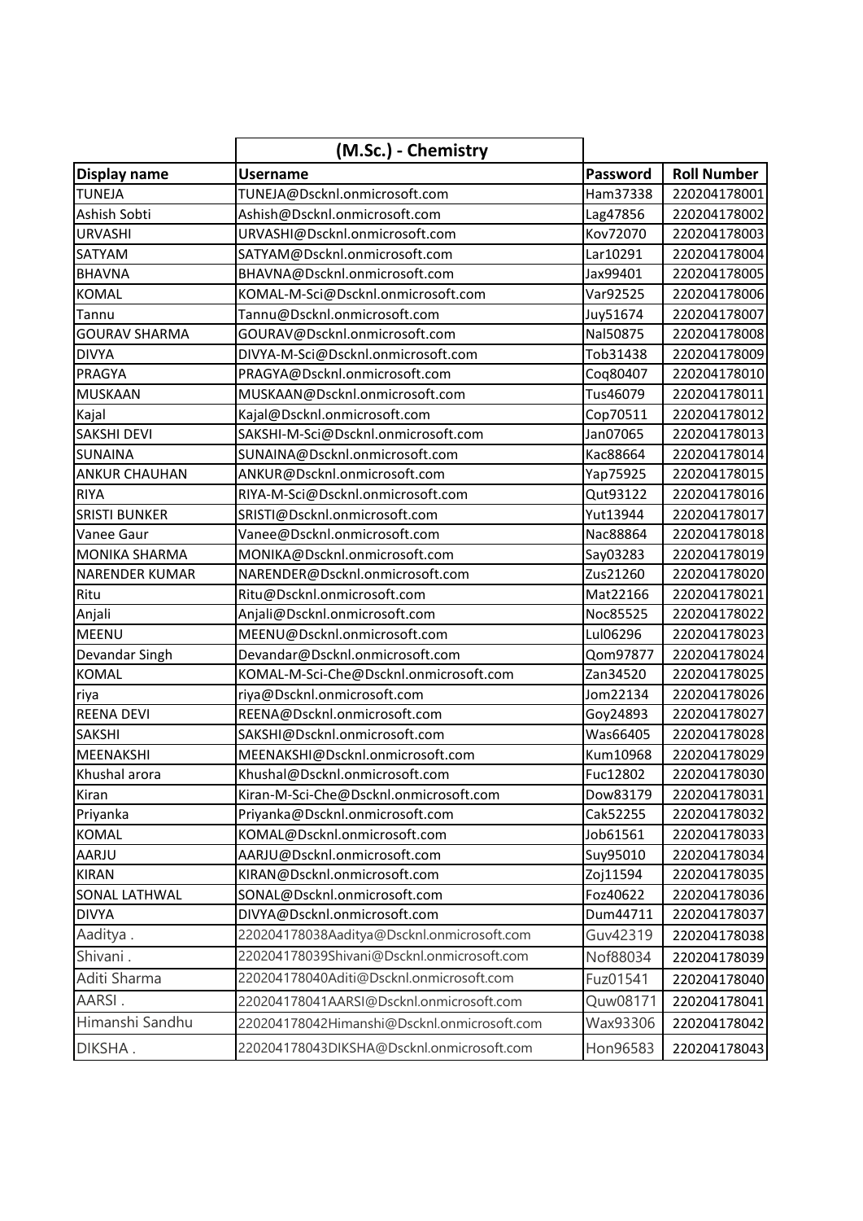| Display name | (M.Sc.) - Chemistry<br>Username | Password | Roll Number |
|---|---|---|---|
| TUNEJA | TUNEJA@Dscknl.onmicrosoft.com | Ham37338 | 220204178001 |
| Ashish Sobti | Ashish@Dscknl.onmicrosoft.com | Lag47856 | 220204178002 |
| URVASHI | URVASHI@Dscknl.onmicrosoft.com | Kov72070 | 220204178003 |
| SATYAM | SATYAM@Dscknl.onmicrosoft.com | Lar10291 | 220204178004 |
| BHAVNA | BHAVNA@Dscknl.onmicrosoft.com | Jax99401 | 220204178005 |
| KOMAL | KOMAL-M-Sci@Dscknl.onmicrosoft.com | Var92525 | 220204178006 |
| Tannu | Tannu@Dscknl.onmicrosoft.com | Juy51674 | 220204178007 |
| GOURAV SHARMA | GOURAV@Dscknl.onmicrosoft.com | Nal50875 | 220204178008 |
| DIVYA | DIVYA-M-Sci@Dscknl.onmicrosoft.com | Tob31438 | 220204178009 |
| PRAGYA | PRAGYA@Dscknl.onmicrosoft.com | Coq80407 | 220204178010 |
| MUSKAAN | MUSKAAN@Dscknl.onmicrosoft.com | Tus46079 | 220204178011 |
| Kajal | Kajal@Dscknl.onmicrosoft.com | Cop70511 | 220204178012 |
| SAKSHI DEVI | SAKSHI-M-Sci@Dscknl.onmicrosoft.com | Jan07065 | 220204178013 |
| SUNAINA | SUNAINA@Dscknl.onmicrosoft.com | Kac88664 | 220204178014 |
| ANKUR CHAUHAN | ANKUR@Dscknl.onmicrosoft.com | Yap75925 | 220204178015 |
| RIYA | RIYA-M-Sci@Dscknl.onmicrosoft.com | Qut93122 | 220204178016 |
| SRISTI BUNKER | SRISTI@Dscknl.onmicrosoft.com | Yut13944 | 220204178017 |
| Vanee Gaur | Vanee@Dscknl.onmicrosoft.com | Nac88864 | 220204178018 |
| MONIKA SHARMA | MONIKA@Dscknl.onmicrosoft.com | Say03283 | 220204178019 |
| NARENDER KUMAR | NARENDER@Dscknl.onmicrosoft.com | Zus21260 | 220204178020 |
| Ritu | Ritu@Dscknl.onmicrosoft.com | Mat22166 | 220204178021 |
| Anjali | Anjali@Dscknl.onmicrosoft.com | Noc85525 | 220204178022 |
| MEENU | MEENU@Dscknl.onmicrosoft.com | Lul06296 | 220204178023 |
| Devandar Singh | Devandar@Dscknl.onmicrosoft.com | Qom97877 | 220204178024 |
| KOMAL | KOMAL-M-Sci-Che@Dscknl.onmicrosoft.com | Zan34520 | 220204178025 |
| riya | riya@Dscknl.onmicrosoft.com | Jom22134 | 220204178026 |
| REENA DEVI | REENA@Dscknl.onmicrosoft.com | Goy24893 | 220204178027 |
| SAKSHI | SAKSHI@Dscknl.onmicrosoft.com | Was66405 | 220204178028 |
| MEENAKSHI | MEENAKSHI@Dscknl.onmicrosoft.com | Kum10968 | 220204178029 |
| Khushal arora | Khushal@Dscknl.onmicrosoft.com | Fuc12802 | 220204178030 |
| Kiran | Kiran-M-Sci-Che@Dscknl.onmicrosoft.com | Dow83179 | 220204178031 |
| Priyanka | Priyanka@Dscknl.onmicrosoft.com | Cak52255 | 220204178032 |
| KOMAL | KOMAL@Dscknl.onmicrosoft.com | Job61561 | 220204178033 |
| AARJU | AARJU@Dscknl.onmicrosoft.com | Suy95010 | 220204178034 |
| KIRAN | KIRAN@Dscknl.onmicrosoft.com | Zoj11594 | 220204178035 |
| SONAL LATHWAL | SONAL@Dscknl.onmicrosoft.com | Foz40622 | 220204178036 |
| DIVYA | DIVYA@Dscknl.onmicrosoft.com | Dum44711 | 220204178037 |
| Aaditya . | 220204178038Aaditya@Dscknl.onmicrosoft.com | Guv42319 | 220204178038 |
| Shivani . | 220204178039Shivani@Dscknl.onmicrosoft.com | Nof88034 | 220204178039 |
| Aditi Sharma | 220204178040Aditi@Dscknl.onmicrosoft.com | Fuz01541 | 220204178040 |
| AARSI . | 220204178041AARSI@Dscknl.onmicrosoft.com | Quw08171 | 220204178041 |
| Himanshi Sandhu | 220204178042Himanshi@Dscknl.onmicrosoft.com | Wax93306 | 220204178042 |
| DIKSHA . | 220204178043DIKSHA@Dscknl.onmicrosoft.com | Hon96583 | 220204178043 |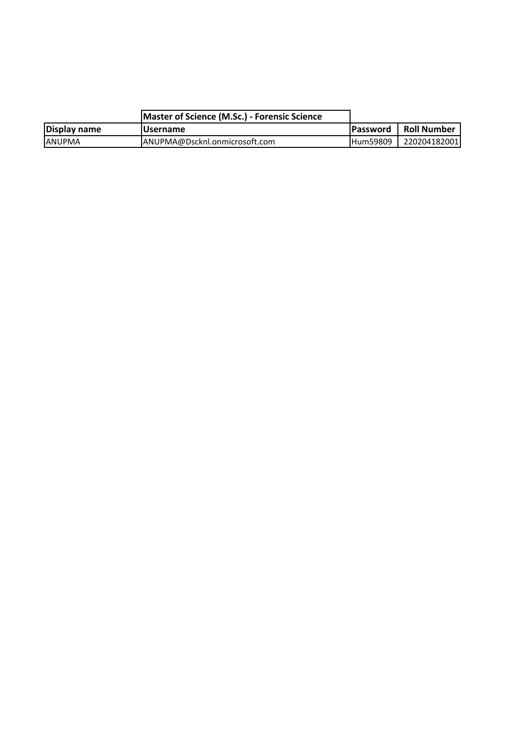| | Master of Science (M.Sc.) - Forensic Science | | |
|---|---|---|---|
| **Display name** | **Username** | **Password** | **Roll Number** |
| ANUPMA | ANUPMA@Dscknl.onmicrosoft.com | Hum59809 | 220204182001 |